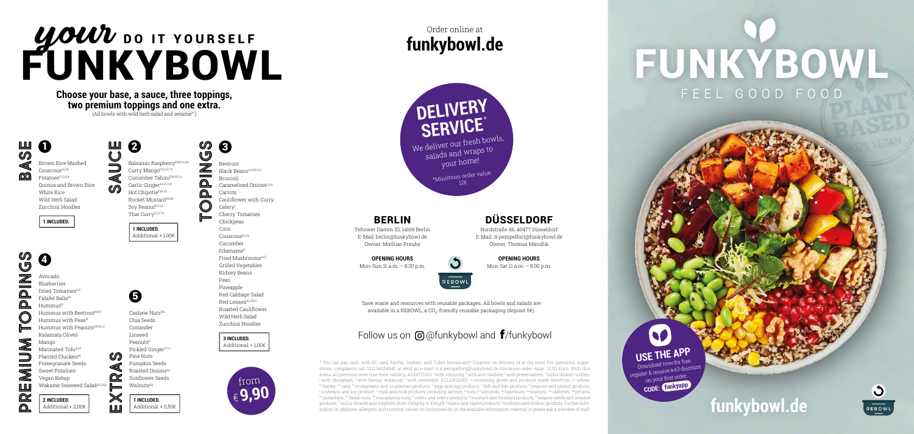# *your* DO IT YOURSELF FUNKYBOWL

**Choose your base, a sauce, three toppings, two premium toppings and one extra.**
(All bowls with wild herb salad and sesame[N])

## 1 BASE

Brown Rice Mashed
Couscous[A1,F,L]
Potatoes[F,G,1,2,4]
Quinoa and Brown Rice
White Rice
Wild Herb Salad
Zucchini Noodles

**1 INCLUDED.**

## 2 SAUCE

Balsamic Raspberry[F,M,O,1,2,4]
Curry Mango[F,N,1,3,7,9]
Cucumber Tahini[F,M,N,1,3]
Garlic Ginger[A1,F,3,7,9]
Hot Chipotle[F,M,1,3]
Rocket Mustard[A3,M]
Soy Peanut[E,F,1,3]
Thai Curry[F,1,3,7,9]

**1 INCLUDED.**
Additional + 1,00€

## 3 TOPPINGS

Beetroot
Black Beans[A1,F,N,O,3]
Broccoli
Caramelised Onions[O,1,4]
Carrots
Cauliflower with Curry
Celery[I]
Cherry Tomatoes
Chickpeas
Corn
Couscous[A1,F,L]
Cucumber
Edamame[F]
Fried Mushrooms[A1,F]
Grilled Vegetables
Kidney Beans
Peas
Pineapple
Red Cabbage Salad
Red Lenses[A1,F,N,3]
Roasted Cauliflower
Wild Herb Salad
Zucchini Noodles

**3 INCLUDED.**
Additional + 1,00€

from €**9,90**

## 4 PREMIUM TOPPINGS

Avocado
Blueberries
Dried Tomatoes[O,2]
Falafel Balls[A1]
Hummus[N]
Hummus with Beetroot[M,N,7]
Hummus with Peas[N]
Hummus with Peanuts[E,F,N,1,3]
Kalamata Olives
Mango
Marinated Tofu[A1,F]
Planted Chicken[M]
Pomegranate Seeds
Sweet Potatoes[I]
Vegan Kebap
Wakame Seaweed Salad[A1,F,N,1]

**2 INCLUDED.**
Additional + 2,00€

## 5 EXTRAS

Cashew Nuts[H4]
Chia Seeds
Coriander
Linseed
Peanuts[E]
Pickled Ginger[3,7,9]
Pine Nuts
Pumpkin Seeds
Roasted Onions[A1]
Sunflower Seeds
Walnuts[H3]

**1 INCLUDED.**
Additional + 0,50€

Order online at
**funkybowl.de**

## DELIVERY SERVICE*

We deliver our fresh bowls, salads and wraps to your home!

*Minimum order value: 12€

### BERLIN

Teltower Damm 33, 14169 Berlin
E-Mail: berlin@funkybowl.de
Owner: Mathias Preuhs

**OPENING HOURS**
Mon-Sun 11 a.m. – 8:30 p.m.

### DÜSSELDORF

Nordstraße 46, 40477 Düsseldorf
E-Mail: d-pempelfort@funkybowl.de
Owner: Thomas Mandlik

**OPENING HOURS**
Mon-Sat 11 a.m. – 8:00 p.m.

REBOWL

Save waste and resources with reusable packages. All bowls and salads are available in a REBOWL, a $CO_2$-friendly reusable packaging (deposit 5€).

Follow us on @funkybowl and /funkybowl

* You can pay cash, with EC card, PayPal, Sodexo- and Ticket Restaurant®-Coupons on delivery or at the store. For questions, suggestions, complaints call 0211 94264946 or send an e-mail to d-pempelfort@funkybowl.de. Minimum order value: 12,00 Euro. With this menu all previous ones lose their validity. ADDITIVES: [1] with colouring, [2] with anti-oxidiser, [3] with preservatives, [4] sulfur dioxid / sulfites, [6] with phosphate, [7] with flavour enhancer, [9] with sweetener. ALLERGENS: [A] containing gluten and products made therefrom ([A1] wheat, [A3] barley, [A5] oats), [B] crustaceans and crustacean products, [C] eggs and egg products, [D] fish and fish products, [E] peanuts and peanut products, [F] soybeans and soy product, [G] milk and milk products (including lactose), [H] nuts ([H1] almonds, [H2] hazelnuts, [H3] walnuts, [H4] cashews, [H5] pecans, [H6] pistachios, [H7] Brazil nuts, [H8] macadamia nuts), [I] celery and celery products, [M] mustard and mustard products, [N] sesame seeds and sesame products, [O] sulfur dioxide and sulphites (from 10mg/kg or 10mg/l), [P] lupins and lupine products, [R] molluscs and mollusc products. Further information on additives, allergens and nutrition values on funkybowl.de, in the available information material or please ask a member of staff.

# FUNKYBOWL

FEEL GOOD FOOD

PLANT BASED
100% VEGAN

## USE THE APP

Download now for free, register & receive a €3 discount on your first order.
CODE: funkyapp

**funkybowl.de**

REBOWL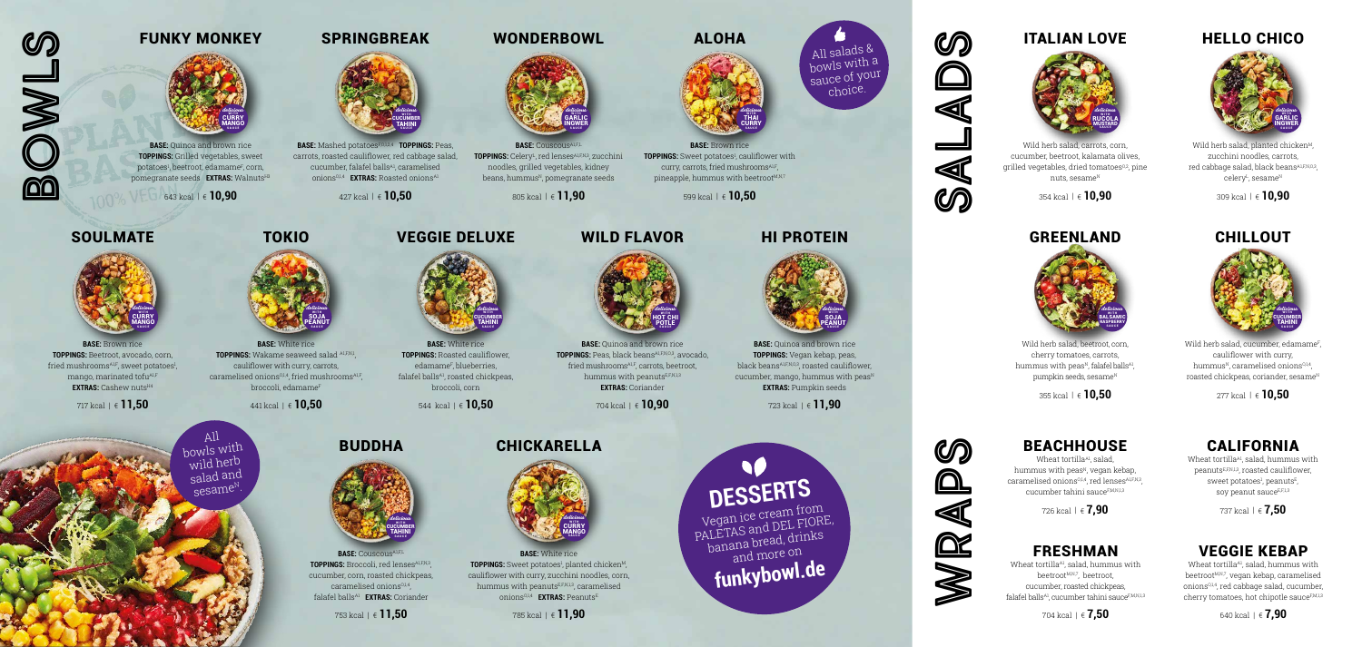# BOWLS

## FUNKY MONKEY

*delicious with* CURRY MANGO SAUCE

**BASE:** Quinoa and brown rice
**TOPPINGS:** Grilled vegetables, sweet potatoes[I], beetroot, edamame[F], corn, pomegranate seeds **EXTRAS:** Walnuts[H8]

643 kcal | € **10,90**

## SPRINGBREAK

*delicious with* CUCUMBER TAHINI SAUCE

**BASE:** Mashed potatoes[F,G,I,4] **TOPPINGS:** Peas, carrots, roasted cauliflower, red cabbage salad, cucumber, falafel balls[A1], caramelised onions[G,I,4] **EXTRAS:** Roasted onions[A1]

427 kcal | € **10,50**

## WONDERBOWL

*delicious with* GARLIC INGWER SAUCE

**BASE:** Couscous[A1,F,L]
**TOPPINGS:** Celery[I], red lenses[A1,F,N,3], zucchini noodles, grilled vegetables, kidney beans, hummus[N], pomegranate seeds

805 kcal | € **11,90**

## ALOHA

*delicious with* THAI CURRY SAUCE

**BASE:** Brown rice
**TOPPINGS:** Sweet potatoes[I], cauliflower with curry, carrots, fried mushrooms[A1,F], pineapple, hummus with beetroot[M,N,7]

599 kcal | € **10,50**

All salads & bowls with a sauce of your choice.

## SOULMATE

*delicious with* CURRY MANGO SAUCE

**BASE:** Brown rice
**TOPPINGS:** Beetroot, avocado, corn, fried mushrooms[A1,F], sweet potatoes[I], mango, marinated tofu[A1,F]
**EXTRAS:** Cashew nuts[H4]

717 kcal | € **11,50**

## TOKIO

*delicious with* SOJA PEANUT SAUCE

**BASE:** White rice
**TOPPINGS:** Wakame seaweed salad [A1,F,N,3], cauliflower with curry, carrots, caramelised onions[G,I,4], fried mushrooms[A1,F], broccoli, edamame[F]

441 kcal | € **10,50**

## VEGGIE DELUXE

*delicious with* CUCUMBER TAHINI SAUCE

**BASE:** White rice
**TOPPINGS:** Roasted cauliflower, edamame[F], blueberries, falafel balls[A1], roasted chickpeas, broccoli, corn

544 kcal | € **10,50**

## WILD FLAVOR

*delicious with* HOT CHI POTLE SAUCE

**BASE:** Quinoa and brown rice
**TOPPINGS:** Peas, black beans[A1,F,N,3], avocado, fried mushrooms[A1,F], carrots, beetroot, hummus with peanuts[E,F,N,13]
**EXTRAS:** Coriander

704 kcal | € **10,90**

## HI PROTEIN

*delicious with* SOJA PEANUT SAUCE

**BASE:** Quinoa and brown rice
**TOPPINGS:** Vegan kebap, peas, black beans[A1,F,N,3], roasted cauliflower, cucumber, mango, hummus with peas[N]
**EXTRAS:** Pumpkin seeds

723 kcal | € **11,90**

All bowls with wild herb salad and sesame[N].

## BUDDHA

*delicious with* CUCUMBER TAHINI SAUCE

**BASE:** Couscous[A1,F,L]
**TOPPINGS:** Broccoli, red lenses[A1,F,N,3], cucumber, corn, roasted chickpeas, caramelised onions[G,I,4], falafel balls[A1] **EXTRAS:** Coriander

753 kcal | € **11,50**

## CHICKARELLA

*delicious with* CURRY MANGO SAUCE

**BASE:** White rice
**TOPPINGS:** Sweet potatoes[I], planted chicken[M], cauliflower with curry, zucchini noodles, corn, hummus with peanuts[E,F,N,13], caramelised onions[G,I,4] **EXTRAS:** Peanuts[E]

785 kcal | € **11,90**

## DESSERTS

Vegan ice cream from PALETAS and DEL FIORE, banana bread, drinks and more on

**funkybowl.de**

# SALADS

## ITALIAN LOVE

*delicious with* RUCOLA MUSTARD SAUCE

Wild herb salad, carrots, corn, cucumber, beetroot, kalamata olives, grilled vegetables, dried tomatoes[G,I], pine nuts, sesame[N]

354 kcal | € **10,90**

## HELLO CHICO

*delicious with* GARLIC INGWER SAUCE

Wild herb salad, planted chicken[M], zucchini noodles, carrots, red cabbage salad, black beans[A1,F,N,3], celery[I], sesame[N]

309 kcal | € **10,90**

## GREENLAND

*delicious with* BALSAMIC RASPBERRY SAUCE

Wild herb salad, beetroot, corn, cherry tomatoes, carrots, hummus with peas[N], falafel balls[A1], pumpkin seeds, sesame[N]

355 kcal | € **10,50**

## CHILLOUT

*delicious with* CUCUMBER TAHINI SAUCE

Wild herb salad, cucumber, edamame[F], cauliflower with curry, hummus[N], caramelised onions[G,I,4], roasted chickpeas, coriander, sesame[N]

277 kcal | € **10,50**

# WRAPS

## BEACHHOUSE

Wheat tortilla[A1], salad, hummus with peas[N], vegan kebap, caramelised onions[G,I,4], red lenses[A1,F,N,3], cucumber tahini sauce[F,M,N,13]

726 kcal | € **7,90**

## CALIFORNIA

Wheat tortilla[A1], salad, hummus with peanuts[E,F,N,13], roasted cauliflower, sweet potatoes[I], peanuts[E], soy peanut sauce[E,F,13]

737 kcal | € **7,50**

## FRESHMAN

Wheat tortilla[A1], salad, hummus with beetroot[M,N,7], beetroot, cucumber, roasted chickpeas, falafel balls[A1], cucumber tahini sauce[F,M,N,13]

704 kcal | € **7,50**

## VEGGIE KEBAP

Wheat tortilla[A1], salad, hummus with beetroot[M,N,7], vegan kebap, caramelised onions[G,I,4], red cabbage salad, cucumber, cherry tomatoes, hot chipotle sauce[F,M,13]

640 kcal | € **7,90**